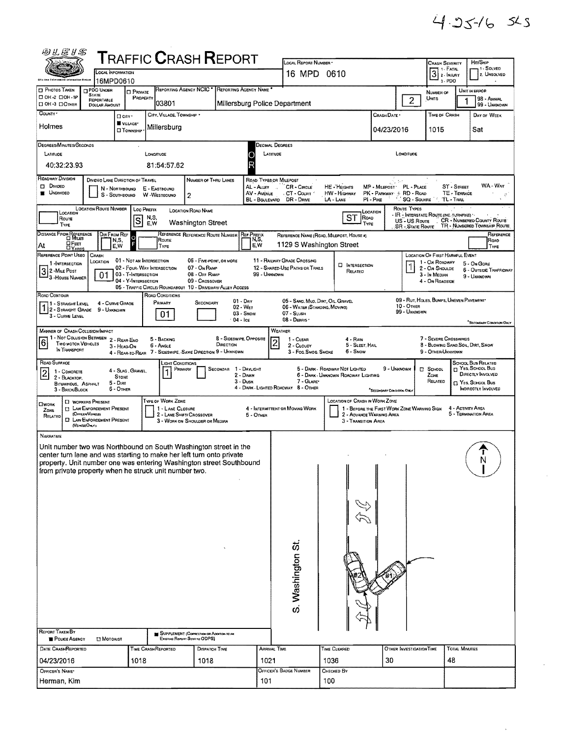4-25-16 SLS

# Traffic Crash Report

| Field | Value |
|---|---|
| Local Information | 16MPD0610 |
| Local Report Number | 16 MPD 0610 |
| Crash Severity | 3 (1 - Fatal, 2 - Injury, 3 - PDO) |
| Hit/Skip | (1 - Solved, 2 - Unsolved) |
| Reporting Agency NCIC | 03801 |
| Reporting Agency Name | Millersburg Police Department |
| Number of Units | 2 |
| Unit in Error | 1 (98 - Animal, 99 - Unknown) |
| County | Holmes |
| City, Village, Township | Village: Millersburg |
| Crash Date | 04/23/2016 |
| Time of Crash | 1015 |
| Day of Week | Sat |

## Degrees/Minutes/Seconds

| Latitude | Longitude |
|---|---|
| 40:32:23.93 | 81:54:57.62 |

## Roadway

| Field | Value |
|---|---|
| Roadway Division | Undivided |
| Number of Thru Lanes | 2 |
| Location Route Number | |
| Loc Prefix | S |
| Location Road Name | Washington Street |
| Location Road Type | ST |
| Distance From Reference | At |
| Reference Name (Road, Milepost, House #) | 1129 S Washington Street |
| Reference Point Used | 3 - House Number |
| Crash Location | 01 - Not an Intersection |
| Location of First Harmful Event | 1 - On Roadway |
| Road Contour | 1 - Straight Level |
| Road Conditions (Primary) | 01 - Dry |
| Manner of Crash Collision/Impact | 6 - Angle |
| Weather | 2 - Cloudy |
| Road Surface | 2 - Blacktop, Bituminous, Asphalt |
| Light Conditions (Primary) | 1 - Daylight |

## Narrative

Unit number two was Northbound on South Washington street in the center turn lane and was starting to make her left turn onto private property. Unit number one was entering Washington street Southbound from private property when he struck unit number two.

S. Washington St. #2 #1 N

## Report Information

| Field | Value |
|---|---|
| Report Taken By | Police Agency |
| Date Crash Reported | 04/23/2016 |
| Time Crash Reported | 1018 |
| Dispatch Time | 1018 |
| Arrival Time | 1021 |
| Time Cleared | 1036 |
| Other Investigation Time | 30 |
| Total Minutes | 48 |
| Officer's Name | Herman, Kim |
| Officer's Badge Number | 101 |
| Checked By | 100 |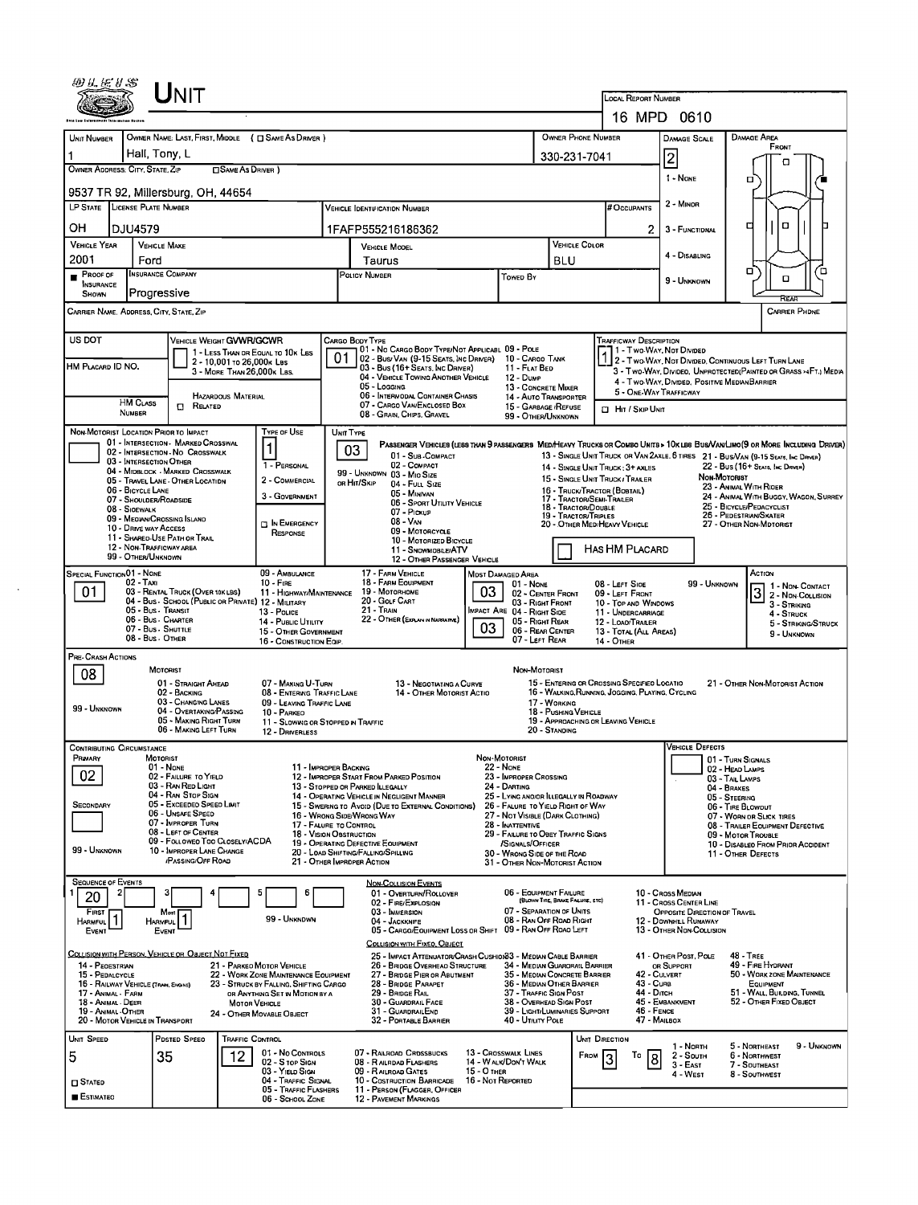# UNIT

| LOCAL REPORT NUMBER |
|---|
| 16 MPD 0610 |

| UNIT NUMBER | OWNER NAME: LAST, FIRST, MIDDLE ( ☐ SAME AS DRIVER ) | OWNER PHONE NUMBER | DAMAGE SCALE | DAMAGE AREA |
|---|---|---|---|---|
| 1 | Hall, Tony, L | 330-231-7041 | 2 | FRONT |

OWNER ADDRESS: CITY, STATE, ZIP ☐ SAME AS DRIVER )

9537 TR 92, Millersburg, OH, 44654

| LP STATE | LICENSE PLATE NUMBER | VEHICLE IDENTIFICATION NUMBER | # OCCUPANTS |
|---|---|---|---|
| OH | DJU4579 | 1FAFP55216186362 | 2 |

| VEHICLE YEAR | VEHICLE MAKE | VEHICLE MODEL | VEHICLE COLOR |
|---|---|---|---|
| 2001 | Ford | Taurus | BLU |

| PROOF OF INSURANCE SHOWN | INSURANCE COMPANY | POLICY NUMBER | TOWED BY |
|---|---|---|---|
| ■ | Progressive | | |

DAMAGE SCALE: 1 - NONE, 2 - MINOR, 3 - FUNCTIONAL, 4 - DISABLING, 9 - UNKNOWN

CARRIER NAME, ADDRESS, CITY, STATE, ZIP — CARRIER PHONE

US DOT — VEHICLE WEIGHT GVWR/GCWR: 1 - LESS THAN OR EQUAL TO 10K LBS; 2 - 10,001 TO 26,000K LBS; 3 - MORE THAN 26,000K LBS.

HM PLACARD ID NO. — HM CLASS NUMBER — ☐ HAZARDOUS MATERIAL RELATED

CARGO BODY TYPE: **01** — 01 - NO CARGO BODY TYPE/NOT APPLICABLE; 02 - BUS/VAN (9-15 SEATS, INC DRIVER); 03 - BUS (16+ SEATS, INC DRIVER); 04 - VEHICLE TOWING ANOTHER VEHICLE; 05 - LOGGING; 06 - INTERMODAL CONTAINER CHASIS; 07 - CARGO VAN/ENCLOSED BOX; 08 - GRAIN, CHIPS, GRAVEL; 09 - POLE; 10 - CARGO TANK; 11 - FLAT BED; 12 - DUMP; 13 - CONCRETE MIXER; 14 - AUTO TRANSPORTER; 15 - GARBAGE/REFUSE; 99 - OTHER/UNKNOWN

TRAFFICWAY DESCRIPTION: **1** — 1 - TWO-WAY, NOT DIVIDED; 2 - TWO-WAY, NOT DIVIDED, CONTINUOUS LEFT TURN LANE; 3 - TWO-WAY, DIVIDED, UNPROTECTED(PAINTED OR GRASS >4FT.) MEDIA; 4 - TWO-WAY, DIVIDED, POSITIVE MEDIAN BARRIER; 5 - ONE-WAY TRAFFICWAY; ☐ HIT / SKIP UNIT

NON-MOTORIST LOCATION PRIOR TO IMPACT: 01 - INTERSECTION - MARKED CROSSWAL; 02 - INTERSECTION - NO CROSSWALK; 03 - INTERSECTION OTHER; 04 - MIDBLOCK - MARKED CROSSWALK; 05 - TRAVEL LANE - OTHER LOCATION; 06 - BICYCLE LANE; 07 - SHOULDER/ROADSIDE; 08 - SIDEWALK; 09 - MEDIAN/CROSSING ISLAND; 10 - DRIVE WAY ACCESS; 11 - SHARED-USE PATH OR TRAIL; 12 - NON-TRAFFICWAY AREA; 99 - OTHER/UNKNOWN

TYPE OF USE: **1** — 1 - PERSONAL; 2 - COMMERCIAL; 3 - GOVERNMENT; ☐ IN EMERGENCY RESPONSE

UNIT TYPE: **03** — PASSENGER VEHICLES (LESS THAN 9 PASSENGERS MED/HEAVY TRUCKS OR COMBO UNITS > 10K LBS BUS/VAN/LIMO (9 OR MORE INCLUDING DRIVER): 01 - SUB-COMPACT; 02 - COMPACT; 99 - UNKNOWN 03 - MID SIZE; OR HIT/SKIP 04 - FULL SIZE; 05 - MINIVAN; 06 - SPORT UTILITY VEHICLE; 07 - PICKUP; 08 - VAN; 09 - MOTORCYCLE; 10 - MOTORIZED BICYCLE; 11 - SNOWMOBILE/ATV; 12 - OTHER PASSENGER VEHICLE; 13 - SINGLE UNIT TRUCK OR VAN 2AXLE, 6 TIRES; 14 - SINGLE UNIT TRUCK: 3+ AXLES; 15 - SINGLE UNIT TRUCK/TRAILER; 16 - TRUCK/TRACTOR (BOBTAIL); 17 - TRACTOR/SEMI-TRAILER; 18 - TRACTOR/DOUBLE; 19 - TRACTOR/TRIPLES; 20 - OTHER MED/HEAVY VEHICLE; 21 - BUS/VAN (9-15 SEATS, INC DRIVER); 22 - BUS (16+ SEATS, INC DRIVER); NON-MOTORIST: 23 - ANIMAL WITH RIDER; 24 - ANIMAL WITH BUGGY, WAGON, SURREY; 25 - BICYCLE/PEDACYCLIST; 26 - PEDESTRIAN/SKATER; 27 - OTHER NON-MOTORIST; ☐ HAS HM PLACARD

SPECIAL FUNCTION: **01** — 01 - NONE; 02 - TAXI; 03 - RENTAL TRUCK (OVER 10K LBS); 04 - BUS - SCHOOL (PUBLIC OR PRIVATE); 05 - BUS - TRANSIT; 06 - BUS - CHARTER; 07 - BUS - SHUTTLE; 08 - BUS - OTHER; 09 - AMBULANCE; 10 - FIRE; 11 - HIGHWAY/MAINTENANCE; 12 - MILITARY; 13 - POLICE; 14 - PUBLIC UTILITY; 15 - OTHER GOVERNMENT; 16 - CONSTRUCTION EQIP.; 17 - FARM VEHICLE; 18 - FARM EQUIPMENT; 19 - MOTORHOME; 20 - GOLF CART; 21 - TRAIN; 22 - OTHER (EXPLAIN IN NARRATIVE)

MOST DAMAGED AREA: **03**; IMPACT ARE: **03** — 01 - NONE; 02 - CENTER FRONT; 03 - RIGHT FRONT; 04 - RIGHT SIDE; 05 - RIGHT REAR; 06 - REAR CENTER; 07 - LEFT REAR; 08 - LEFT SIDE; 09 - LEFT FRONT; 10 - TOP AND WINDOWS; 11 - UNDERCARRIAGE; 12 - LOAD/TRAILER; 13 - TOTAL (ALL AREAS); 14 - OTHER; 99 - UNKNOWN

ACTION: **3** — 1 - NON-CONTACT; 2 - NON-COLLISION; 3 - STRIKING; 4 - STRUCK; 5 - STRIKING/STRUCK; 9 - UNKNOWN

PRE-CRASH ACTIONS: **08** — MOTORIST: 01 - STRAIGHT AHEAD; 02 - BACKING; 03 - CHANGING LANES; 04 - OVERTAKING/PASSING; 05 - MAKING RIGHT TURN; 06 - MAKING LEFT TURN; 07 - MAKING U-TURN; 08 - ENTERING TRAFFIC LANE; 09 - LEAVING TRAFFIC LANE; 10 - PARKED; 11 - SLOWING OR STOPPED IN TRAFFIC; 12 - DRIVERLESS; 13 - NEGOTIATING A CURVE; 14 - OTHER MOTORIST ACTIO; 99 - UNKNOWN. NON-MOTORIST: 15 - ENTERING OR CROSSING SPECIFIED LOCATIO; 16 - WALKING, RUNNING, JOGGING, PLAYING, CYCLING; 17 - WORKING; 18 - PUSHING VEHICLE; 19 - APPROACHING OR LEAVING VEHICLE; 20 - STANDING; 21 - OTHER NON-MOTORIST ACTION

CONTRIBUTING CIRCUMSTANCE: PRIMARY **02**; SECONDARY; 99 - UNKNOWN — MOTORIST: 01 - NONE; 02 - FAILURE TO YIELD; 03 - RAN RED LIGHT; 04 - RAN STOP SIGN; 05 - EXCEEDED SPEED LIMIT; 06 - UNSAFE SPEED; 07 - IMPROPER TURN; 08 - LEFT OF CENTER; 09 - FOLLOWED TOO CLOSELY/ACDA; 10 - IMPROPER LANE CHANGE /PASSING/OFF ROAD; 11 - IMPROPER BACKING; 12 - IMPROPER START FROM PARKED POSITION; 13 - STOPPED OR PARKED ILLEGALLY; 14 - OPERATING VEHICLE IN NEGLIGENT MANNER; 15 - SWERING TO AVOID (DUE TO EXTERNAL CONDITIONS); 16 - WRONG SIDE/WRONG WAY; 17 - FAILURE TO CONTROL; 18 - VISION OBSTRUCTION; 19 - OPERATING DEFECTIVE EQUIPMENT; 20 - LOAD SHIFTING/FALLING/SPILLING; 21 - OTHER IMPROPER ACTION. NON-MOTORIST: 22 - NONE; 23 - IMPROPER CROSSING; 24 - DARTING; 25 - LYING AND/OR ILLEGALLY IN ROADWAY; 26 - FALURE TO YIELD RIGHT OF WAY; 27 - NOT VISIBLE (DARK CLOTHING); 28 - INATTENTIVE; 29 - FAILURE TO OBEY TRAFFIC SIGNS /SIGNALS/OFFICER; 30 - WRONG SIDE OF THE ROAD; 31 - OTHER NON-MOTORIST ACTION

VEHICLE DEFECTS: 01 - TURN SIGNALS; 02 - HEAD LAMPS; 03 - TAIL LAMPS; 04 - BRAKES; 05 - STEERING; 06 - TIRE BLOWOUT; 07 - WORN OR SLICK TIRES; 08 - TRAILER EQUIPMENT DEFECTIVE; 09 - MOTOR TROUBLE; 10 - DISABLED FROM PRIOR ACCIDENT; 11 - OTHER DEFECTS

SEQUENCE OF EVENTS: 1 **20**; 2; 3; 4; 5; 6 — FIRST HARMFUL EVENT **1**; MOST HARMFUL EVENT **1**; 99 - UNKNOWN

NON-COLLISION EVENTS: 01 - OVERTURN/ROLLOVER; 02 - FIRE/EXPLOSION; 03 - IMMERSION; 04 - JACKKNIFE; 05 - CARGO/EQUIPMENT LOSS OR SHIFT; 06 - EQUIPMENT FAILURE (BLOWN TIRE, BRAKE FAILURE, ETC); 07 - SEPARATION OF UNITS; 08 - RAN OFF ROAD RIGHT; 09 - RAN OFF ROAD LEFT; 10 - CROSS MEDIAN; 11 - CROSS CENTER LINE OPPOSITE DIRECTION OF TRAVEL; 12 - DOWNHILL RUNAWAY; 13 - OTHER NON-COLLISION

COLLISION WITH PERSON, VEHICLE OR OBJECT NOT FIXED: 14 - PEDESTRIAN; 15 - PEDALCYCLE; 16 - RAILWAY VEHICLE (TRAIN, ENGINE); 17 - ANIMAL - FARM; 18 - ANIMAL - DEER; 19 - ANIMAL - OTHER; 20 - MOTOR VEHICLE IN TRANSPORT; 21 - PARKED MOTOR VEHICLE; 22 - WORK ZONE MAINTENANCE EQUIPMENT; 23 - STRUCK BY FALLING, SHIFTING CARGO OR ANYTHING SET IN MOTION BY A MOTOR VEHICLE; 24 - OTHER MOVABLE OBJECT

COLLISION WITH FIXED, OBJECT: 25 - IMPACT ATTENUATOR/CRASH CUSHION; 26 - BRIDGE OVERHEAD STRUCTURE; 27 - BRIDGE PIER OR ABUTMENT; 28 - BRIDGE PARAPET; 29 - BRIDGE RAIL; 30 - GUARDRAIL FACE; 31 - GUARDRAIL END; 32 - PORTABLE BARRIER; 33 - MEDIAN CABLE BARRIER; 34 - MEDIAN GUARDRAIL BARRIER; 35 - MEDIAN CONCRETE BARRIER; 36 - MEDIAN OTHER BARRIER; 37 - TRAFFIC SIGN POST; 38 - OVERHEAD SIGN POST; 39 - LIGHT/LUMINARIES SUPPORT; 40 - UTILITY POLE; 41 - OTHER POST, POLE OR SUPPORT; 42 - CULVERT; 43 - CURB; 44 - DITCH; 45 - EMBANKMENT; 46 - FENCE; 47 - MAILBOX; 48 - TREE; 49 - FIRE HYDRANT; 50 - WORK ZONE MAINTENANCE EQUIPMENT; 51 - WALL, BUILDING, TUNNEL; 52 - OTHER FIXED OBJECT

| UNIT SPEED | POSTED SPEED | TRAFFIC CONTROL | UNIT DIRECTION |
|---|---|---|---|
| 5 | 35 | 12 | FROM 3 TO 8 |

☐ STATED; ■ ESTIMATED

TRAFFIC CONTROL: 01 - NO CONTROLS; 02 - STOP SIGN; 03 - YIELD SIGN; 04 - TRAFFIC SIGNAL; 05 - TRAFFIC FLASHERS; 06 - SCHOOL ZONE; 07 - RAILROAD CROSSBUCKS; 08 - RAILROAD FLASHERS; 09 - RAILROAD GATES; 10 - COSTRUCTION BARRICADE; 11 - PERSON (FLAGGER, OFFICER); 12 - PAVEMENT MARKINGS; 13 - CROSSWALK LINES; 14 - WALK/DON'T WALK; 15 - OTHER; 16 - NOT REPORTED

UNIT DIRECTION: 1 - NORTH; 2 - SOUTH; 3 - EAST; 4 - WEST; 5 - NORTHEAST; 6 - NORTHWEST; 7 - SOUTHEAST; 8 - SOUTHWEST; 9 - UNKNOWN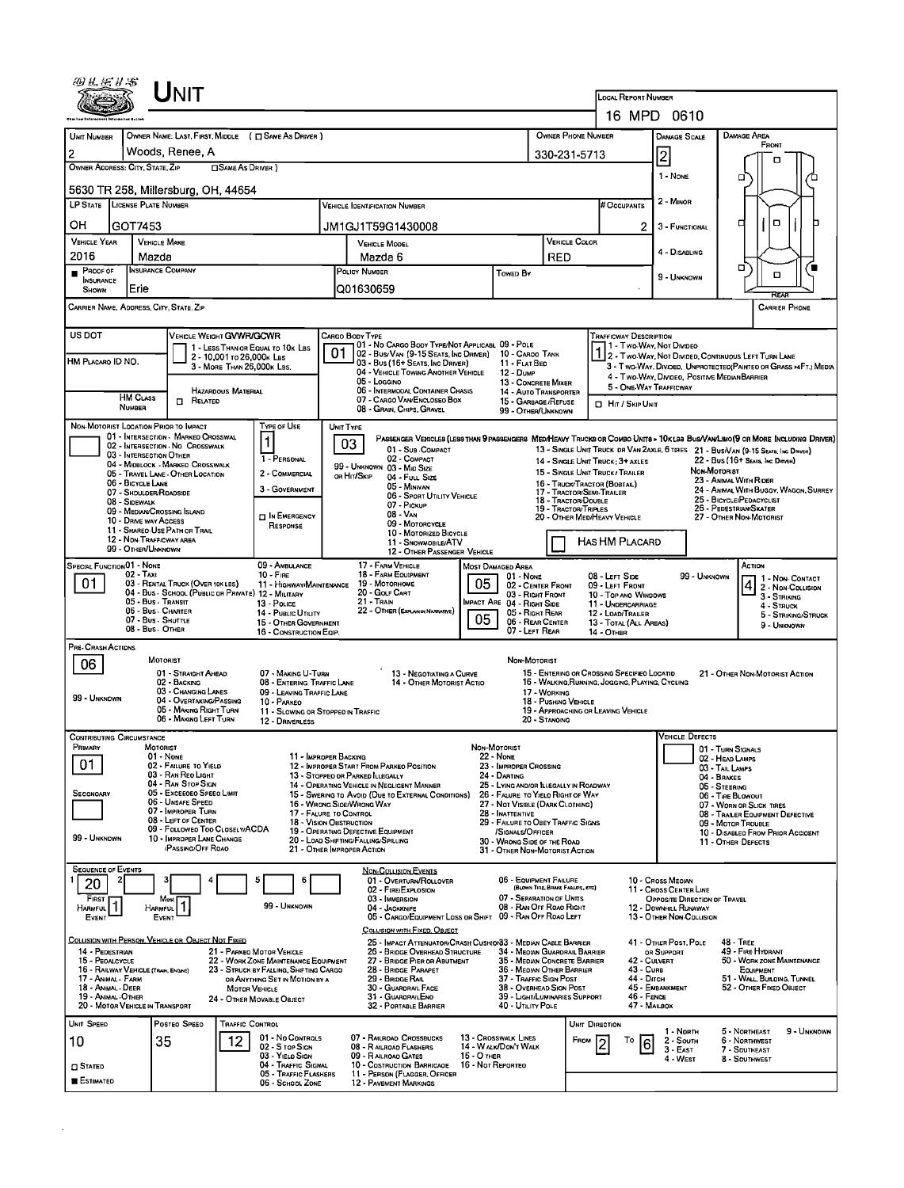# Unit

**Local Report Number:** 16 MPD 0610

| Unit Number | Owner Name: Last, First, Middle (☐ Same As Driver) | Owner Phone Number | Damage Scale | Damage Area |
|---|---|---|---|---|
| 2 | Woods, Renee, A | 330-231-5713 | 2 | Front |

**Owner Address: City, State, Zip** (☐ Same As Driver): 5630 TR 258, Millersburg, OH, 44654

Damage Scale: 1 - None; 2 - Minor; 3 - Functional; 4 - Disabling; 9 - Unknown

| LP State | License Plate Number | Vehicle Identification Number | # Occupants |
|---|---|---|---|
| OH | GOT7453 | JM1GJ1T59G1430008 | 2 |

| Vehicle Year | Vehicle Make | Vehicle Model | Vehicle Color |
|---|---|---|---|
| 2016 | Mazda | Mazda 6 | RED |

| Proof of Insurance Shown | Insurance Company | Policy Number | Towed By |
|---|---|---|---|
| ■ | Erie | Q01630659 | |

**Carrier Name, Address, City, State, Zip:**

**Carrier Phone:**

**US DOT:**

**HM Placard ID No.:**

**HM Class Number:** ☐ Related — Hazardous Material

**Vehicle Weight GVWR/GCWR:** 1 - Less Than or Equal to 10k Lbs; 2 - 10,001 to 26,000k Lbs; 3 - More Than 26,000k Lbs.

**Cargo Body Type:** 01
01 - No Cargo Body Type/Not Applicabl; 02 - Bus/Van (9-15 Seats, Inc Driver); 03 - Bus (16+ Seats, Inc Driver); 04 - Vehicle Towing Another Vehicle; 05 - Logging; 06 - Intermodal Container Chasis; 07 - Cargo Van/Enclosed Box; 08 - Grain, Chips, Gravel; 09 - Pole; 10 - Cargo Tank; 11 - Flat Bed; 12 - Dump; 13 - Concrete Mixer; 14 - Auto Transporter; 15 - Garbage/Refuse; 99 - Other/Unknown

**Trafficway Description:** 1
1 - Two-Way, Not Divided; 2 - Two-Way, Not Divided, Continuous Left Turn Lane; 3 - Two-Way, Divided, Unprotected (Painted or Grass >4Ft.) Media; 4 - Two-Way, Divided, Positive Median Barrier; 5 - One-Way Trafficway

☐ Hit / Skip Unit

**Non-Motorist Location Prior to Impact:**
01 - Intersection - Marked Crosswal; 02 - Intersection - No Crosswalk; 03 - Intersection Other; 04 - Midblock - Marked Crosswalk; 05 - Travel Lane - Other Location; 06 - Bicycle Lane; 07 - Shoulder/Roadside; 08 - Sidewalk; 09 - Median/Crossing Island; 10 - Drive Way Access; 11 - Shared-Use Path or Trail; 12 - Non-Trafficway Area; 99 - Other/Unknown

**Type of Use:** 1
1 - Personal; 2 - Commercial; 3 - Government; ☐ In Emergency Response

**Unit Type:** 03
Passenger Vehicles (less than 9 passengers): 01 - Sub-Compact; 02 - Compact; 99 - Unknown 03 - Mid Size; or Hit/Skip 04 - Full Size; 05 - Minivan; 06 - Sport Utility Vehicle; 07 - Pickup; 08 - Van; 09 - Motorcycle; 10 - Motorized Bicycle; 11 - Snowmobile/ATV; 12 - Other Passenger Vehicle
Med/Heavy Trucks or Combo Units > 10k lbs Bus/Van/Limo (9 or More Including Driver): 13 - Single Unit Truck or Van 2axle, 6 Tires; 14 - Single Unit Truck; 3+ Axles; 15 - Single Unit Truck / Trailer; 16 - Truck/Tractor (Bobtail); 17 - Tractor/Semi-Trailer; 18 - Tractor/Double; 19 - Tractor/Triples; 20 - Other Med/Heavy Vehicle; 21 - Bus/Van (9-15 Seats, Inc Driver); 22 - Bus (16+ Seats, Inc Driver)
Non-Motorist: 23 - Animal With Rider; 24 - Animal With Buggy, Wagon, Surrey; 25 - Bicycle/Pedacyclist; 26 - Pedestrian/Skater; 27 - Other Non-Motorist

☐ Has HM Placard

**Special Function:** 01
01 - None; 02 - Taxi; 03 - Rental Truck (Over 10k lbs); 04 - Bus - School (Public or Private); 05 - Bus - Transit; 06 - Bus - Charter; 07 - Bus - Shuttle; 08 - Bus - Other; 09 - Ambulance; 10 - Fire; 11 - Highway/Maintenance; 12 - Military; 13 - Police; 14 - Public Utility; 15 - Other Government; 16 - Construction Eqip.; 17 - Farm Vehicle; 18 - Farm Equipment; 19 - Motorhome; 20 - Golf Cart; 21 - Train; 22 - Other (Explain in Narrative)

**Most Damaged Area:** 05
**Impact Are:** 05
01 - None; 02 - Center Front; 03 - Right Front; 04 - Right Side; 05 - Right Rear; 06 - Rear Center; 07 - Left Rear; 08 - Left Side; 09 - Left Front; 10 - Top and Windows; 11 - Undercarriage; 12 - Load/Trailer; 13 - Total (All Areas); 14 - Other; 99 - Unknown

**Action:** 4
1 - Non-Contact; 2 - Non-Collision; 3 - Striking; 4 - Struck; 5 - Striking/Struck; 9 - Unknown

**Pre-Crash Actions:** 06
Motorist: 01 - Straight Ahead; 02 - Backing; 03 - Changing Lanes; 04 - Overtaking/Passing; 05 - Making Right Turn; 06 - Making Left Turn; 07 - Making U-Turn; 08 - Entering Traffic Lane; 09 - Leaving Traffic Lane; 10 - Parked; 11 - Slowing or Stopped in Traffic; 12 - Driverless; 13 - Negotiating a Curve; 14 - Other Motorist Actio; 99 - Unknown
Non-Motorist: 15 - Entering or Crossing Specified Locatio; 16 - Walking, Running, Jogging, Playing, Cycling; 17 - Working; 18 - Pushing Vehicle; 19 - Approaching or Leaving Vehicle; 20 - Standing; 21 - Other Non-Motorist Action

**Contributing Circumstance:**
Primary: 01
Secondary:
Motorist: 01 - None; 02 - Failure to Yield; 03 - Ran Red Light; 04 - Ran Stop Sign; 05 - Exceeded Speed Limit; 06 - Unsafe Speed; 07 - Improper Turn; 08 - Left of Center; 09 - Followed Too Closely/ACDA; 10 - Improper Lane Change /Passing/Off Road; 11 - Improper Backing; 12 - Improper Start From Parked Position; 13 - Stopped or Parked Illegally; 14 - Operating Vehicle in Negligent Manner; 15 - Swering to Avoid (Due to External Conditions); 16 - Wrong Side/Wrong Way; 17 - Failure to Control; 18 - Vision Obstruction; 19 - Operating Defective Equipment; 20 - Load Shifting/Falling/Spilling; 21 - Other Improper Action; 99 - Unknown
Non-Motorist: 22 - None; 23 - Improper Crossing; 24 - Darting; 25 - Lying and/or Illegally in Roadway; 26 - Failure to Yield Right of Way; 27 - Not Visible (Dark Clothing); 28 - Inattentive; 29 - Failure to Obey Traffic Signs /Signals/Officer; 30 - Wrong Side of the Road; 31 - Other Non-Motorist Action

**Vehicle Defects:**
01 - Turn Signals; 02 - Head Lamps; 03 - Tail Lamps; 04 - Brakes; 05 - Steering; 06 - Tire Blowout; 07 - Worn or Slick Tires; 08 - Trailer Equipment Defective; 09 - Motor Trouble; 10 - Disabled From Prior Accident; 11 - Other Defects

**Sequence of Events:**
1: 20; 2: ; 3: ; 4: ; 5: ; 6:
First Harmful Event: 1
Most Harmful Event: 1
99 - Unknown

Non-Collision Events: 01 - Overturn/Rollover; 02 - Fire/Explosion; 03 - Immersion; 04 - Jackknife; 05 - Cargo/Equipment Loss or Shift; 06 - Equipment Failure (Blown Tire, Brake Failure, etc); 07 - Separation of Units; 08 - Ran Off Road Right; 09 - Ran Off Road Left; 10 - Cross Median; 11 - Cross Center Line Opposite Direction of Travel; 12 - Downhill Runaway; 13 - Other Non-Collision

Collision with Person, Vehicle or Object Not Fixed: 14 - Pedestrian; 15 - Pedalcycle; 16 - Railway Vehicle (Train, Engine); 17 - Animal - Farm; 18 - Animal - Deer; 19 - Animal - Other; 20 - Motor Vehicle in Transport; 21 - Parked Motor Vehicle; 22 - Work Zone Maintenance Equipment; 23 - Struck by Falling, Shifting Cargo or Anything Set in Motion by a Motor Vehicle; 24 - Other Movable Object

Collision with Fixed, Object: 25 - Impact Attenuator/Crash Cushion; 26 - Bridge Overhead Structure; 27 - Bridge Pier or Abutment; 28 - Bridge Parapet; 29 - Bridge Rail; 30 - Guardrail Face; 31 - GuardrailEnd; 32 - Portable Barrier; 33 - Median Cable Barrier; 34 - Median Guardrail Barrier; 35 - Median Concrete Barrier; 36 - Median Other Barrier; 37 - Traffic Sign Post; 38 - Overhead Sign Post; 39 - Light/Luminaries Support; 40 - Utility Pole; 41 - Other Post, Pole or Support; 42 - Culvert; 43 - Curb; 44 - Ditch; 45 - Embankment; 46 - Fence; 47 - Mailbox; 48 - Tree; 49 - Fire Hydrant; 50 - Work Zone Maintenance Equipment; 51 - Wall, Building, Tunnel; 52 - Other Fixed Object

| Unit Speed | Posted Speed | Traffic Control | Unit Direction |
|---|---|---|---|
| 10 | 35 | 12 | From 2 To 6 |

☐ Stated
■ Estimated

Traffic Control: 01 - No Controls; 02 - Stop Sign; 03 - Yield Sign; 04 - Traffic Signal; 05 - Traffic Flashers; 06 - School Zone; 07 - Railroad Crossbucks; 08 - Railroad Flashers; 09 - Railroad Gates; 10 - Construction Barricade; 11 - Person (Flagger, Officer); 12 - Pavement Markings; 13 - Crosswalk Lines; 14 - Walk/Don't Walk; 15 - Other; 16 - Not Reported

Unit Direction: 1 - North; 2 - South; 3 - East; 4 - West; 5 - Northeast; 6 - Northwest; 7 - Southeast; 8 - Southwest; 9 - Unknown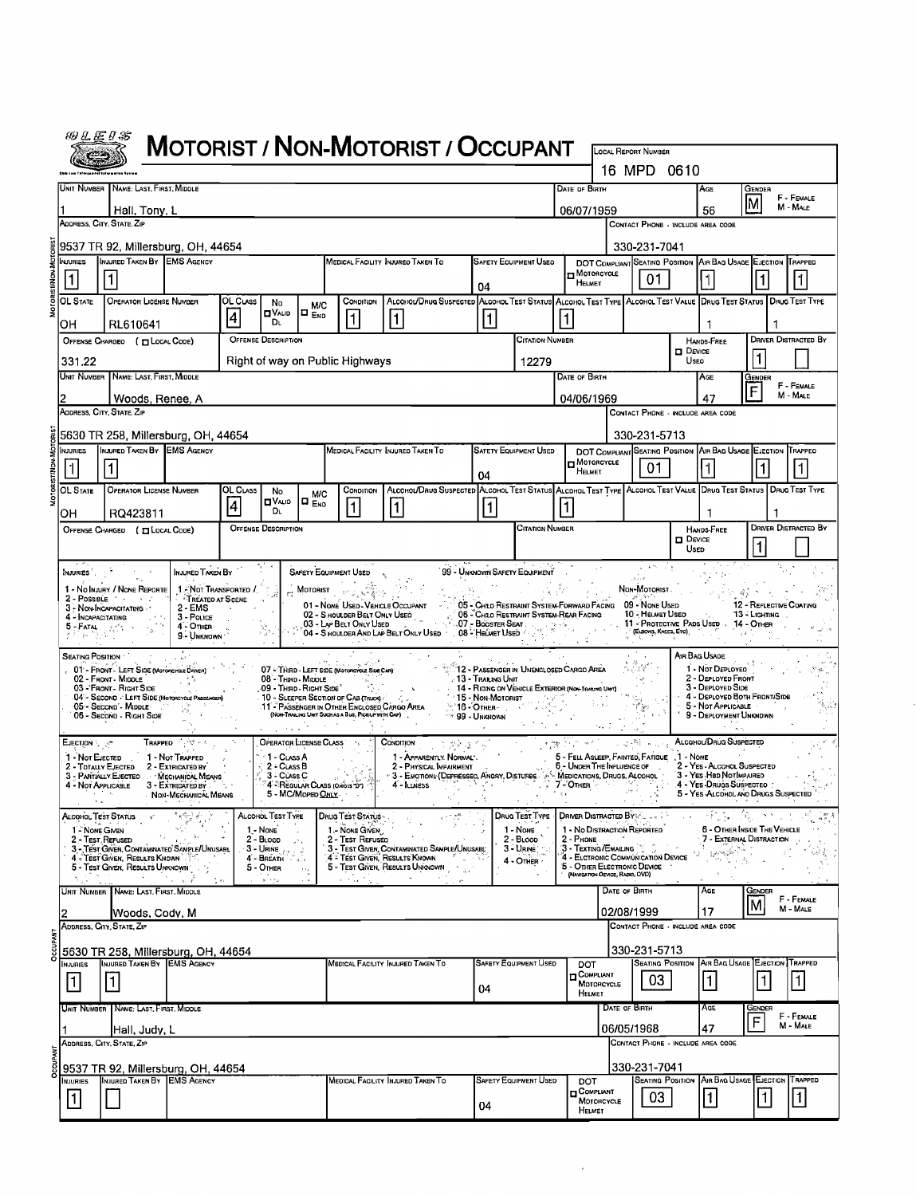# MOTORIST / NON-MOTORIST / OCCUPANT

LOCAL REPORT NUMBER: 16 MPD 0610

## MOTORIST/NON-MOTORIST

| UNIT NUMBER | NAME: LAST, FIRST, MIDDLE | DATE OF BIRTH | AGE | GENDER |
|---|---|---|---|---|
| 1 | Hall, Tony, L | 06/07/1959 | 56 | M |

| ADDRESS, CITY, STATE, ZIP | CONTACT PHONE - INCLUDE AREA CODE |
|---|---|
| 9537 TR 92, Millersburg, OH, 44654 | 330-231-7041 |

| INJURIES | INJURED TAKEN BY | EMS AGENCY | MEDICAL FACILITY INJURED TAKEN TO | SAFETY EQUIPMENT USED | DOT COMPLIANT MOTORCYCLE HELMET | SEATING POSITION | AIR BAG USAGE | EJECTION | TRAPPED |
|---|---|---|---|---|---|---|---|---|---|
| 1 | 1 | | | 04 | | 01 | 1 | 1 | 1 |

| OL STATE | OPERATOR LICENSE NUMBER | OL CLASS | NO VALID DL | M/C END | CONDITION | ALCOHOL/DRUG SUSPECTED | ALCOHOL TEST STATUS | ALCOHOL TEST TYPE | ALCOHOL TEST VALUE | DRUG TEST STATUS | DRUG TEST TYPE |
|---|---|---|---|---|---|---|---|---|---|---|---|
| OH | RL610641 | 4 | | | 1 | 1 | 1 | 1 | | 1 | 1 |

| OFFENSE CHARGED ( LOCAL CODE) | OFFENSE DESCRIPTION | CITATION NUMBER | HANDS-FREE DEVICE USED | DRIVER DISTRACTED BY |
|---|---|---|---|---|
| 331.22 | Right of way on Public Highways | 12279 | | 1 |

## MOTORIST/NON-MOTORIST

| UNIT NUMBER | NAME: LAST, FIRST, MIDDLE | DATE OF BIRTH | AGE | GENDER |
|---|---|---|---|---|
| 2 | Woods, Renee, A | 04/06/1969 | 47 | F |

| ADDRESS, CITY, STATE, ZIP | CONTACT PHONE - INCLUDE AREA CODE |
|---|---|
| 5630 TR 258, Millersburg, OH, 44654 | 330-231-5713 |

| INJURIES | INJURED TAKEN BY | EMS AGENCY | MEDICAL FACILITY INJURED TAKEN TO | SAFETY EQUIPMENT USED | DOT COMPLIANT MOTORCYCLE HELMET | SEATING POSITION | AIR BAG USAGE | EJECTION | TRAPPED |
|---|---|---|---|---|---|---|---|---|---|
| 1 | 1 | | | 04 | | 01 | 1 | 1 | 1 |

| OL STATE | OPERATOR LICENSE NUMBER | OL CLASS | NO VALID DL | M/C END | CONDITION | ALCOHOL/DRUG SUSPECTED | ALCOHOL TEST STATUS | ALCOHOL TEST TYPE | ALCOHOL TEST VALUE | DRUG TEST STATUS | DRUG TEST TYPE |
|---|---|---|---|---|---|---|---|---|---|---|---|
| OH | RQ423811 | 4 | | | 1 | 1 | 1 | 1 | | 1 | 1 |

| OFFENSE CHARGED ( LOCAL CODE) | OFFENSE DESCRIPTION | CITATION NUMBER | HANDS-FREE DEVICE USED | DRIVER DISTRACTED BY |
|---|---|---|---|---|
| | | | | 1 |

## Codes

**INJURIES:** 1 - NO INJURY / NONE REPORTED; 2 - POSSIBLE; 3 - NON-INCAPACITATING; 4 - INCAPACITATING; 5 - FATAL

**INJURED TAKEN BY:** 1 - NOT TRANSPORTED / TREATED AT SCENE; 2 - EMS; 3 - POLICE; 4 - OTHER; 9 - UNKNOWN

**SAFETY EQUIPMENT USED:**
MOTORIST: 01 - NONE USED-VEHICLE OCCUPANT; 02 - SHOULDER BELT ONLY USED; 03 - LAP BELT ONLY USED; 04 - SHOULDER AND LAP BELT ONLY USED; 05 - CHILD RESTRAINT SYSTEM-FORWARD FACING; 06 - CHILD RESTRAINT SYSTEM-REAR FACING; 07 - BOOSTER SEAT; 08 - HELMET USED; 99 - UNKNOWN SAFETY EQUIPMENT
NON-MOTORIST: 09 - NONE USED; 10 - HELMET USED; 11 - PROTECTIVE PADS USED (ELBOWS, KNEES, ETC); 12 - REFLECTIVE COATING; 13 - LIGHTING; 14 - OTHER

**SEATING POSITION:** 01 - FRONT - LEFT SIDE (MOTORCYCLE DRIVER); 02 - FRONT - MIDDLE; 03 - FRONT - RIGHT SIDE; 04 - SECOND - LEFT SIDE (MOTORCYCLE PASSENGER); 05 - SECOND - MIDDLE; 06 - SECOND - RIGHT SIDE; 07 - THIRD - LEFT SIDE (MOTORCYCLE SIDE CAR); 08 - THIRD - MIDDLE; 09 - THIRD - RIGHT SIDE; 10 - SLEEPER SECTION OF CAB (TRUCK); 11 - PASSENGER IN OTHER ENCLOSED CARGO AREA (NON-TRAILING UNIT SUCH AS A BUS, PICKUP WITH CAP); 12 - PASSENGER IN UNENCLOSED CARGO AREA; 13 - TRAILING UNIT; 14 - RIDING ON VEHICLE EXTERIOR (NON-TRAILING UNIT); 15 - NON-MOTORIST; 16 - OTHER; 99 - UNKNOWN

**AIR BAG USAGE:** 1 - NOT DEPLOYED; 2 - DEPLOYED FRONT; 3 - DEPLOYED SIDE; 4 - DEPLOYED BOTH FRONT/SIDE; 5 - NOT APPLICABLE; 9 - DEPLOYMENT UNKNOWN

**EJECTION:** 1 - NOT EJECTED; 2 - TOTALLY EJECTED; 3 - PARTIALLY EJECTED; 4 - NOT APPLICABLE

**TRAPPED:** 1 - NOT TRAPPED; 2 - EXTRICATED BY MECHANICAL MEANS; 3 - EXTRICATED BY NON-MECHANICAL MEANS

**OPERATOR LICENSE CLASS:** 1 - CLASS A; 2 - CLASS B; 3 - CLASS C; 4 - REGULAR CLASS (OHIO IS "D"); 5 - MC/MOPED ONLY

**CONDITION:** 1 - APPARENTLY NORMAL; 2 - PHYSICAL IMPAIRMENT; 3 - EMOTIONAL (DEPRESSED, ANGRY, DISTURBED); 4 - ILLNESS; 5 - FELL ASLEEP, FAINTED, FATIGUE; 6 - UNDER THE INFLUENCE OF MEDICATIONS, DRUGS, ALCOHOL; 7 - OTHER

**ALCOHOL/DRUG SUSPECTED:** 1 - NONE; 2 - YES - ALCOHOL SUSPECTED; 3 - YES - HBD NOT IMPAIRED; 4 - YES - DRUGS SUSPECTED; 5 - YES - ALCOHOL AND DRUGS SUSPECTED

**ALCOHOL TEST STATUS:** 1 - NONE GIVEN; 2 - TEST REFUSED; 3 - TEST GIVEN, CONTAMINATED SAMPLE/UNUSABLE; 4 - TEST GIVEN, RESULTS KNOWN; 5 - TEST GIVEN, RESULTS UNKNOWN

**ALCOHOL TEST TYPE:** 1 - NONE; 2 - BLOOD; 3 - URINE; 4 - BREATH; 5 - OTHER

**DRUG TEST STATUS:** 1 - NONE GIVEN; 2 - TEST REFUSED; 3 - TEST GIVEN, CONTAMINATED SAMPLE/UNUSABLE; 4 - TEST GIVEN, RESULTS KNOWN; 5 - TEST GIVEN, RESULTS UNKNOWN

**DRUG TEST TYPE:** 1 - NONE; 2 - BLOOD; 3 - URINE; 4 - OTHER

**DRIVER DISTRACTED BY:** 1 - NO DISTRACTION REPORTED; 2 - PHONE; 3 - TEXTING/EMAILING; 4 - ELECTRONIC COMMUNICATION DEVICE; 5 - OTHER ELECTRONIC DEVICE (NAVIGATION DEVICE, RADIO, DVD); 6 - OTHER INSIDE THE VEHICLE; 7 - EXTERNAL DISTRACTION

## OCCUPANT

| UNIT NUMBER | NAME: LAST, FIRST, MIDDLE | DATE OF BIRTH | AGE | GENDER |
|---|---|---|---|---|
| 2 | Woods, Cody, M | 02/08/1999 | 17 | M |

| ADDRESS, CITY, STATE, ZIP | CONTACT PHONE - INCLUDE AREA CODE |
|---|---|
| 5630 TR 258, Millersburg, OH, 44654 | 330-231-5713 |

| INJURIES | INJURED TAKEN BY | EMS AGENCY | MEDICAL FACILITY INJURED TAKEN TO | SAFETY EQUIPMENT USED | DOT COMPLIANT MOTORCYCLE HELMET | SEATING POSITION | AIR BAG USAGE | EJECTION | TRAPPED |
|---|---|---|---|---|---|---|---|---|---|
| 1 | 1 | | | 04 | | 03 | 1 | 1 | 1 |

## OCCUPANT

| UNIT NUMBER | NAME: LAST, FIRST, MIDDLE | DATE OF BIRTH | AGE | GENDER |
|---|---|---|---|---|
| 1 | Hall, Judy, L | 06/05/1968 | 47 | F |

| ADDRESS, CITY, STATE, ZIP | CONTACT PHONE - INCLUDE AREA CODE |
|---|---|
| 9537 TR 92, Millersburg, OH, 44654 | 330-231-7041 |

| INJURIES | INJURED TAKEN BY | EMS AGENCY | MEDICAL FACILITY INJURED TAKEN TO | SAFETY EQUIPMENT USED | DOT COMPLIANT MOTORCYCLE HELMET | SEATING POSITION | AIR BAG USAGE | EJECTION | TRAPPED |
|---|---|---|---|---|---|---|---|---|---|
| 1 | | | | 04 | | 03 | 1 | 1 | 1 |